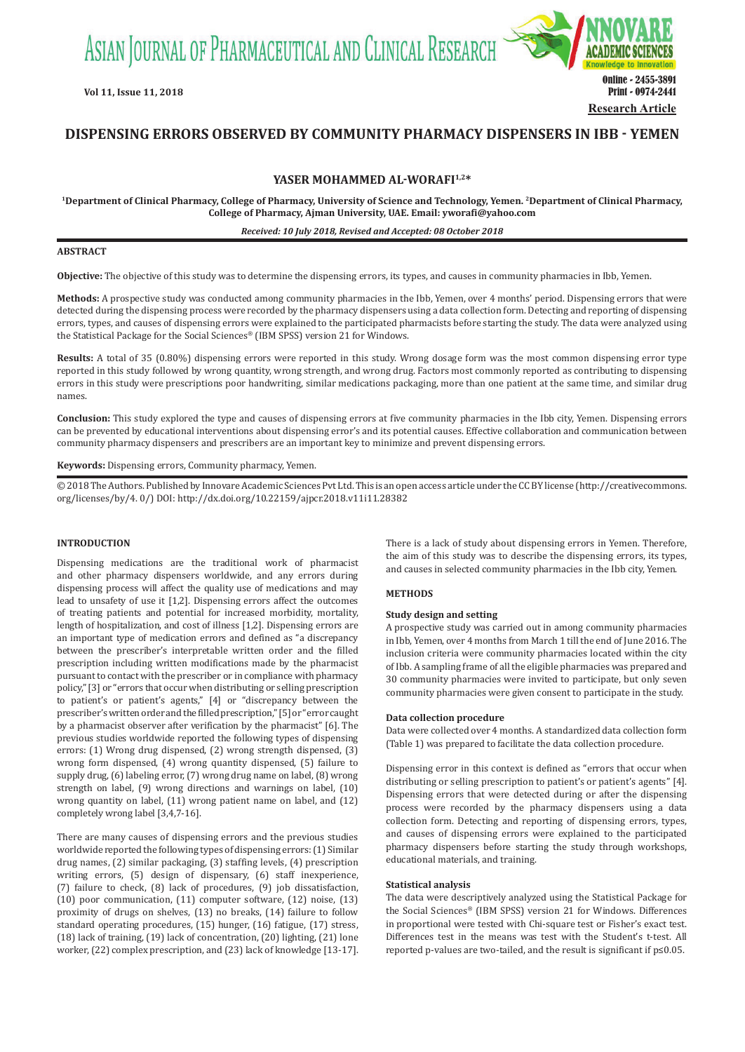**Research Article**

# DISPENSING ERRORS OBSERVED BY COMMUNITY PHARMACY DISPENSERS IN IBB - YEMEN

**YASER MOHAMMED AL-WORAFI[1,2]***

[1]Department of Clinical Pharmacy, College of Pharmacy, University of Science and Technology, Yemen. [2]Department of Clinical Pharmacy, College of Pharmacy, Ajman University, UAE. Email: yworafi@yahoo.com

*Received: 10 July 2018, Revised and Accepted: 08 October 2018*

## ABSTRACT

**Objective:** The objective of this study was to determine the dispensing errors, its types, and causes in community pharmacies in Ibb, Yemen.

**Methods:** A prospective study was conducted among community pharmacies in the Ibb, Yemen, over 4 months' period. Dispensing errors that were detected during the dispensing process were recorded by the pharmacy dispensers using a data collection form. Detecting and reporting of dispensing errors, types, and causes of dispensing errors were explained to the participated pharmacists before starting the study. The data were analyzed using the Statistical Package for the Social Sciences® (IBM SPSS) version 21 for Windows.

**Results:** A total of 35 (0.80%) dispensing errors were reported in this study. Wrong dosage form was the most common dispensing error type reported in this study followed by wrong quantity, wrong strength, and wrong drug. Factors most commonly reported as contributing to dispensing errors in this study were prescriptions poor handwriting, similar medications packaging, more than one patient at the same time, and similar drug names.

**Conclusion:** This study explored the type and causes of dispensing errors at five community pharmacies in the Ibb city, Yemen. Dispensing errors can be prevented by educational interventions about dispensing error's and its potential causes. Effective collaboration and communication between community pharmacy dispensers and prescribers are an important key to minimize and prevent dispensing errors.

**Keywords:** Dispensing errors, Community pharmacy, Yemen.

© 2018 The Authors. Published by Innovare Academic Sciences Pvt Ltd. This is an open access article under the CC BY license (http://creativecommons.org/licenses/by/4. 0/) DOI: http://dx.doi.org/10.22159/ajpcr.2018.v11i11.28382

## INTRODUCTION

Dispensing medications are the traditional work of pharmacist and other pharmacy dispensers worldwide, and any errors during dispensing process will affect the quality use of medications and may lead to unsafety of use it [1,2]. Dispensing errors affect the outcomes of treating patients and potential for increased morbidity, mortality, length of hospitalization, and cost of illness [1,2]. Dispensing errors are an important type of medication errors and defined as "a discrepancy between the prescriber's interpretable written order and the filled prescription including written modifications made by the pharmacist pursuant to contact with the prescriber or in compliance with pharmacy policy," [3] or "errors that occur when distributing or selling prescription to patient's or patient's agents," [4] or "discrepancy between the prescriber's written order and the filled prescription," [5] or "error caught by a pharmacist observer after verification by the pharmacist" [6]. The previous studies worldwide reported the following types of dispensing errors: (1) Wrong drug dispensed, (2) wrong strength dispensed, (3) wrong form dispensed, (4) wrong quantity dispensed, (5) failure to supply drug, (6) labeling error, (7) wrong drug name on label, (8) wrong strength on label, (9) wrong directions and warnings on label, (10) wrong quantity on label, (11) wrong patient name on label, and (12) completely wrong label [3,4,7-16].

There are many causes of dispensing errors and the previous studies worldwide reported the following types of dispensing errors: (1) Similar drug names, (2) similar packaging, (3) staffing levels, (4) prescription writing errors, (5) design of dispensary, (6) staff inexperience, (7) failure to check, (8) lack of procedures, (9) job dissatisfaction, (10) poor communication, (11) computer software, (12) noise, (13) proximity of drugs on shelves, (13) no breaks, (14) failure to follow standard operating procedures, (15) hunger, (16) fatigue, (17) stress, (18) lack of training, (19) lack of concentration, (20) lighting, (21) lone worker, (22) complex prescription, and (23) lack of knowledge [13-17].

There is a lack of study about dispensing errors in Yemen. Therefore, the aim of this study was to describe the dispensing errors, its types, and causes in selected community pharmacies in the Ibb city, Yemen.

## METHODS

### Study design and setting

A prospective study was carried out in among community pharmacies in Ibb, Yemen, over 4 months from March 1 till the end of June 2016. The inclusion criteria were community pharmacies located within the city of Ibb. A sampling frame of all the eligible pharmacies was prepared and 30 community pharmacies were invited to participate, but only seven community pharmacies were given consent to participate in the study.

### Data collection procedure

Data were collected over 4 months. A standardized data collection form (Table 1) was prepared to facilitate the data collection procedure.

Dispensing error in this context is defined as "errors that occur when distributing or selling prescription to patient's or patient's agents" [4]. Dispensing errors that were detected during or after the dispensing process were recorded by the pharmacy dispensers using a data collection form. Detecting and reporting of dispensing errors, types, and causes of dispensing errors were explained to the participated pharmacy dispensers before starting the study through workshops, educational materials, and training.

### Statistical analysis

The data were descriptively analyzed using the Statistical Package for the Social Sciences® (IBM SPSS) version 21 for Windows. Differences in proportional were tested with Chi-square test or Fisher's exact test. Differences test in the means was test with the Student's t-test. All reported p-values are two-tailed, and the result is significant if $p \leq 0.05$.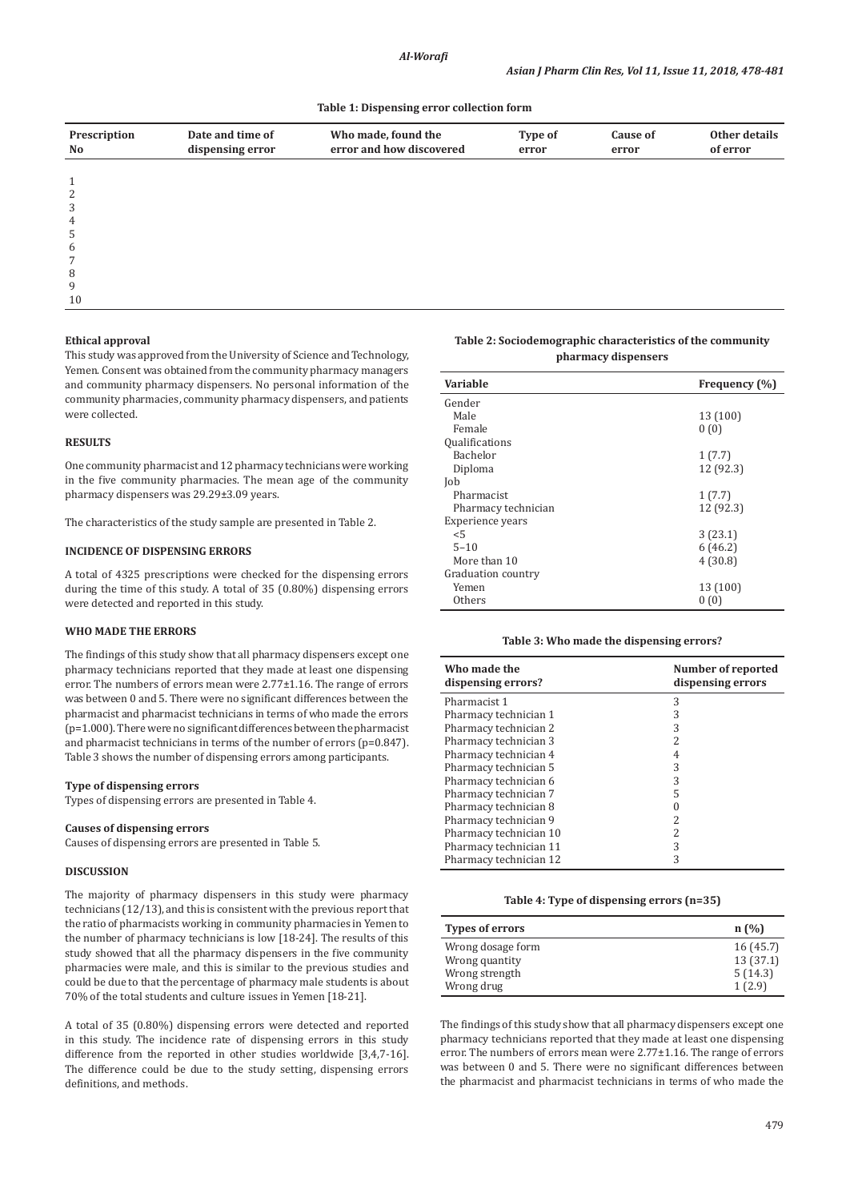**Table 1: Dispensing error collection form**

| Prescription No | Date and time of dispensing error | Who made, found the error and how discovered | Type of error | Cause of error | Other details of error |
|---|---|---|---|---|---|
| 1 | | | | | |
| 2 | | | | | |
| 3 | | | | | |
| 4 | | | | | |
| 5 | | | | | |
| 6 | | | | | |
| 7 | | | | | |
| 8 | | | | | |
| 9 | | | | | |
| 10 | | | | | |

### Ethical approval

This study was approved from the University of Science and Technology, Yemen. Consent was obtained from the community pharmacy managers and community pharmacy dispensers. No personal information of the community pharmacies, community pharmacy dispensers, and patients were collected.

## RESULTS

One community pharmacist and 12 pharmacy technicians were working in the five community pharmacies. The mean age of the community pharmacy dispensers was 29.29±3.09 years.

The characteristics of the study sample are presented in Table 2.

## INCIDENCE OF DISPENSING ERRORS

A total of 4325 prescriptions were checked for the dispensing errors during the time of this study. A total of 35 (0.80%) dispensing errors were detected and reported in this study.

## WHO MADE THE ERRORS

The findings of this study show that all pharmacy dispensers except one pharmacy technicians reported that they made at least one dispensing error. The numbers of errors mean were 2.77±1.16. The range of errors was between 0 and 5. There were no significant differences between the pharmacist and pharmacist technicians in terms of who made the errors (p=1.000). There were no significant differences between the pharmacist and pharmacist technicians in terms of the number of errors (p=0.847). Table 3 shows the number of dispensing errors among participants.

### Type of dispensing errors

Types of dispensing errors are presented in Table 4.

### Causes of dispensing errors

Causes of dispensing errors are presented in Table 5.

## DISCUSSION

The majority of pharmacy dispensers in this study were pharmacy technicians (12/13), and this is consistent with the previous report that the ratio of pharmacists working in community pharmacies in Yemen to the number of pharmacy technicians is low [18-24]. The results of this study showed that all the pharmacy dispensers in the five community pharmacies were male, and this is similar to the previous studies and could be due to that the percentage of pharmacy male students is about 70% of the total students and culture issues in Yemen [18-21].

A total of 35 (0.80%) dispensing errors were detected and reported in this study. The incidence rate of dispensing errors in this study difference from the reported in other studies worldwide [3,4,7-16]. The difference could be due to the study setting, dispensing errors definitions, and methods.

**Table 2: Sociodemographic characteristics of the community pharmacy dispensers**

| Variable | Frequency (%) |
|---|---|
| Gender | |
| Male | 13 (100) |
| Female | 0 (0) |
| Qualifications | |
| Bachelor | 1 (7.7) |
| Diploma | 12 (92.3) |
| Job | |
| Pharmacist | 1 (7.7) |
| Pharmacy technician | 12 (92.3) |
| Experience years | |
| <5 | 3 (23.1) |
| 5–10 | 6 (46.2) |
| More than 10 | 4 (30.8) |
| Graduation country | |
| Yemen | 13 (100) |
| Others | 0 (0) |

**Table 3: Who made the dispensing errors?**

| Who made the dispensing errors? | Number of reported dispensing errors |
|---|---|
| Pharmacist 1 | 3 |
| Pharmacy technician 1 | 3 |
| Pharmacy technician 2 | 3 |
| Pharmacy technician 3 | 2 |
| Pharmacy technician 4 | 4 |
| Pharmacy technician 5 | 3 |
| Pharmacy technician 6 | 3 |
| Pharmacy technician 7 | 5 |
| Pharmacy technician 8 | 0 |
| Pharmacy technician 9 | 2 |
| Pharmacy technician 10 | 2 |
| Pharmacy technician 11 | 3 |
| Pharmacy technician 12 | 3 |

**Table 4: Type of dispensing errors (n=35)**

| Types of errors | n (%) |
|---|---|
| Wrong dosage form | 16 (45.7) |
| Wrong quantity | 13 (37.1) |
| Wrong strength | 5 (14.3) |
| Wrong drug | 1 (2.9) |

The findings of this study show that all pharmacy dispensers except one pharmacy technicians reported that they made at least one dispensing error. The numbers of errors mean were 2.77±1.16. The range of errors was between 0 and 5. There were no significant differences between the pharmacist and pharmacist technicians in terms of who made the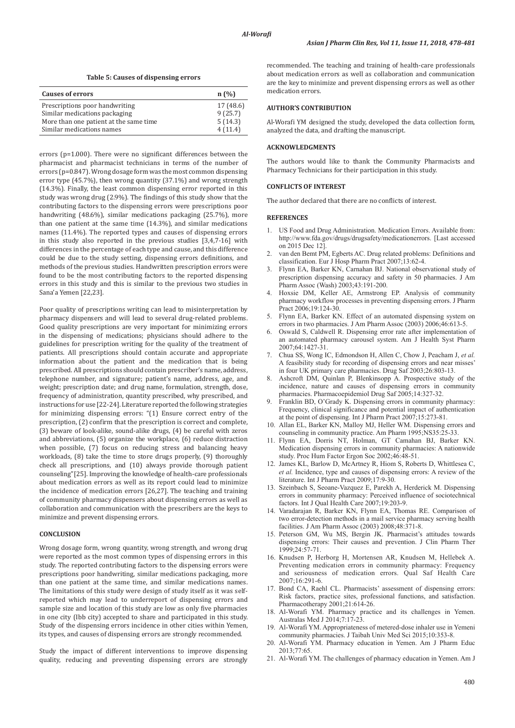**Table 5: Causes of dispensing errors**

| Causes of errors | n (%) |
|---|---|
| Prescriptions poor handwriting | 17 (48.6) |
| Similar medications packaging | 9 (25.7) |
| More than one patient at the same time | 5 (14.3) |
| Similar medications names | 4 (11.4) |

errors (p=1.000). There were no significant differences between the pharmacist and pharmacist technicians in terms of the number of errors (p=0.847). Wrong dosage form was the most common dispensing error type (45.7%), then wrong quantity (37.1%) and wrong strength (14.3%). Finally, the least common dispensing error reported in this study was wrong drug (2.9%). The findings of this study show that the contributing factors to the dispensing errors were prescriptions poor handwriting (48.6%), similar medications packaging (25.7%), more than one patient at the same time (14.3%), and similar medications names (11.4%). The reported types and causes of dispensing errors in this study also reported in the previous studies [3,4,7-16] with differences in the percentage of each type and cause, and this difference could be due to the study setting, dispensing errors definitions, and methods of the previous studies. Handwritten prescription errors were found to be the most contributing factors to the reported dispensing errors in this study and this is similar to the previous two studies in Sana'a Yemen [22,23].

Poor quality of prescriptions writing can lead to misinterpretation by pharmacy dispensers and will lead to several drug-related problems. Good quality prescriptions are very important for minimizing errors in the dispensing of medications; physicians should adhere to the guidelines for prescription writing for the quality of the treatment of patients. All prescriptions should contain accurate and appropriate information about the patient and the medication that is being prescribed. All prescriptions should contain prescriber's name, address, telephone number, and signature; patient's name, address, age, and weight; prescription date; and drug name, formulation, strength, dose, frequency of administration, quantity prescribed, why prescribed, and instructions for use [22-24]. Literature reported the following strategies for minimizing dispensing errors: "(1) Ensure correct entry of the prescription, (2) confirm that the prescription is correct and complete, (3) beware of look-alike, sound-alike drugs, (4) be careful with zeros and abbreviations, (5) organize the workplace, (6) reduce distraction when possible, (7) focus on reducing stress and balancing heavy workloads, (8) take the time to store drugs properly, (9) thoroughly check all prescriptions, and (10) always provide thorough patient counseling"[25]. Improving the knowledge of health-care professionals about medication errors as well as its report could lead to minimize the incidence of medication errors [26,27]. The teaching and training of community pharmacy dispensers about dispensing errors as well as collaboration and communication with the prescribers are the keys to minimize and prevent dispensing errors.

## CONCLUSION

Wrong dosage form, wrong quantity, wrong strength, and wrong drug were reported as the most common types of dispensing errors in this study. The reported contributing factors to the dispensing errors were prescriptions poor handwriting, similar medications packaging, more than one patient at the same time, and similar medications names. The limitations of this study were design of study itself as it was self-reported which may lead to underreport of dispensing errors and sample size and location of this study are low as only five pharmacies in one city (Ibb city) accepted to share and participated in this study. Study of the dispensing errors incidence in other cities within Yemen, its types, and causes of dispensing errors are strongly recommended.

Study the impact of different interventions to improve dispensing quality, reducing and preventing dispensing errors are strongly recommended. The teaching and training of health-care professionals about medication errors as well as collaboration and communication are the key to minimize and prevent dispensing errors as well as other medication errors.

## AUTHOR'S CONTRIBUTION

Al-Worafi YM designed the study, developed the data collection form, analyzed the data, and drafting the manuscript.

## ACKNOWLEDGMENTS

The authors would like to thank the Community Pharmacists and Pharmacy Technicians for their participation in this study.

## CONFLICTS OF INTEREST

The author declared that there are no conflicts of interest.

## REFERENCES

1. US Food and Drug Administration. Medication Errors. Available from: http://www.fda.gov/drugs/drugsafety/medicationerrors. [Last accessed on 2015 Dec 12].
2. van den Bemt PM, Egberts AC. Drug related problems: Definitions and classification. Eur J Hosp Pharm Pract 2007;13:62-4.
3. Flynn EA, Barker KN, Carnahan BJ. National observational study of prescription dispensing accuracy and safety in 50 pharmacies. J Am Pharm Assoc (Wash) 2003;43:191-200.
4. Hoxsie DM, Keller AE, Armstrong EP. Analysis of community pharmacy workflow processes in preventing dispensing errors. J Pharm Pract 2006;19:124-30.
5. Flynn EA, Barker KN. Effect of an automated dispensing system on errors in two pharmacies. J Am Pharm Assoc (2003) 2006;46:613-5.
6. Oswald S, Caldwell R. Dispensing error rate after implementation of an automated pharmacy carousel system. Am J Health Syst Pharm 2007;64:1427-31.
7. Chua SS, Wong IC, Edmondson H, Allen C, Chow J, Peacham J, *et al.* A feasibility study for recording of dispensing errors and near misses' in four UK primary care pharmacies. Drug Saf 2003;26:803-13.
8. Ashcroft DM, Quinlan P, Blenkinsopp A. Prospective study of the incidence, nature and causes of dispensing errors in community pharmacies. Pharmacoepidemiol Drug Saf 2005;14:327-32.
9. Franklin BD, O'Grady K. Dispensing errors in community pharmacy: Frequency, clinical significance and potential impact of authentication at the point of dispensing. Int J Pharm Pract 2007;15:273-81.
10. Allan EL, Barker KN, Malloy MJ, Heller WM. Dispensing errors and counseling in community practice. Am Pharm 1995;NS35:25-33.
11. Flynn EA, Dorris NT, Holman, GT Camahan BJ, Barker KN. Medication dispensing errors in community pharmacies: A nationwide study. Proc Hum Factor Ergon Soc 2002;46:48-51.
12. James KL, Barlow D, McArtney R, Hiom S, Roberts D, Whittlesea C, *et al.* Incidence, type and causes of dispensing errors: A review of the literature. Int J Pharm Pract 2009;17:9-30.
13. Szeinbach S, Seoane-Vazquez E, Parekh A, Herderick M. Dispensing errors in community pharmacy: Perceived influence of sociotechnical factors. Int J Qual Health Care 2007;19:203-9.
14. Varadarajan R, Barker KN, Flynn EA, Thomas RE. Comparison of two error-detection methods in a mail service pharmacy serving health facilities. J Am Pharm Assoc (2003) 2008;48:371-8.
15. Peterson GM, Wu MS, Bergin JK. Pharmacist's attitudes towards dispensing errors: Their causes and prevention. J Clin Pharm Ther 1999;24:57-71.
16. Knudsen P, Herborg H, Mortensen AR, Knudsen M, Hellebek A. Preventing medication errors in community pharmacy: Frequency and seriousness of medication errors. Qual Saf Health Care 2007;16:291-6.
17. Bond CA, Raehl CL. Pharmacists' assessment of dispensing errors: Risk factors, practice sites, professional functions, and satisfaction. Pharmacotherapy 2001;21:614-26.
18. Al-Worafi YM. Pharmacy practice and its challenges in Yemen. Australas Med J 2014;7:17-23.
19. Al-Worafi YM. Appropriateness of metered-dose inhaler use in Yemeni community pharmacies. J Taibah Univ Med Sci 2015;10:353-8.
20. Al-Worafi YM. Pharmacy education in Yemen. Am J Pharm Educ 2013;77:65.
21. Al-Worafi YM. The challenges of pharmacy education in Yemen. Am J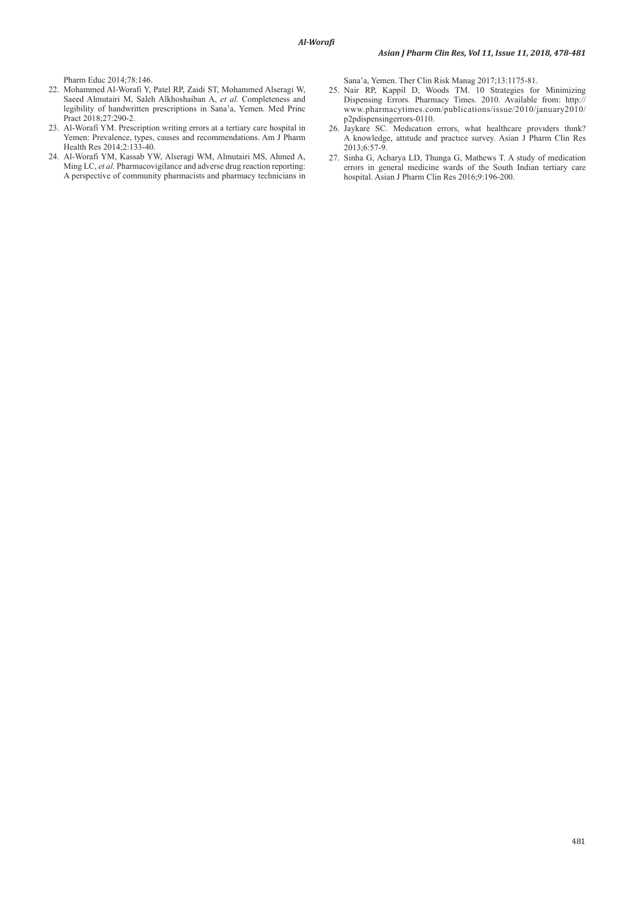Pharm Educ 2014;78:146.

22. Mohammed Al-Worafi Y, Patel RP, Zaidi ST, Mohammed Alseragi W, Saeed Almutairi M, Saleh Alkhoshaiban A, *et al.* Completeness and legibility of handwritten prescriptions in Sana'a, Yemen. Med Princ Pract 2018;27:290-2.
23. Al-Worafi YM. Prescription writing errors at a tertiary care hospital in Yemen: Prevalence, types, causes and recommendations. Am J Pharm Health Res 2014;2:133-40.
24. Al-Worafi YM, Kassab YW, Alseragi WM, Almutairi MS, Ahmed A, Ming LC, *et al.* Pharmacovigilance and adverse drug reaction reporting: A perspective of community pharmacists and pharmacy technicians in Sana'a, Yemen. Ther Clin Risk Manag 2017;13:1175-81.
25. Nair RP, Kappil D, Woods TM. 10 Strategies for Minimizing Dispensing Errors. Pharmacy Times. 2010. Available from: http://www.pharmacytimes.com/publications/issue/2010/january2010/p2pdispensingerrors-0110.
26. Jaykare SC. Medıcatıon errors, what healthcare provıders thınk? A knowledge, attıtude and practıce survey. Asian J Pharm Clin Res 2013;6:57-9.
27. Sinha G, Acharya LD, Thunga G, Mathews T. A study of medication errors in general medicine wards of the South Indian tertiary care hospital. Asian J Pharm Clin Res 2016;9:196-200.